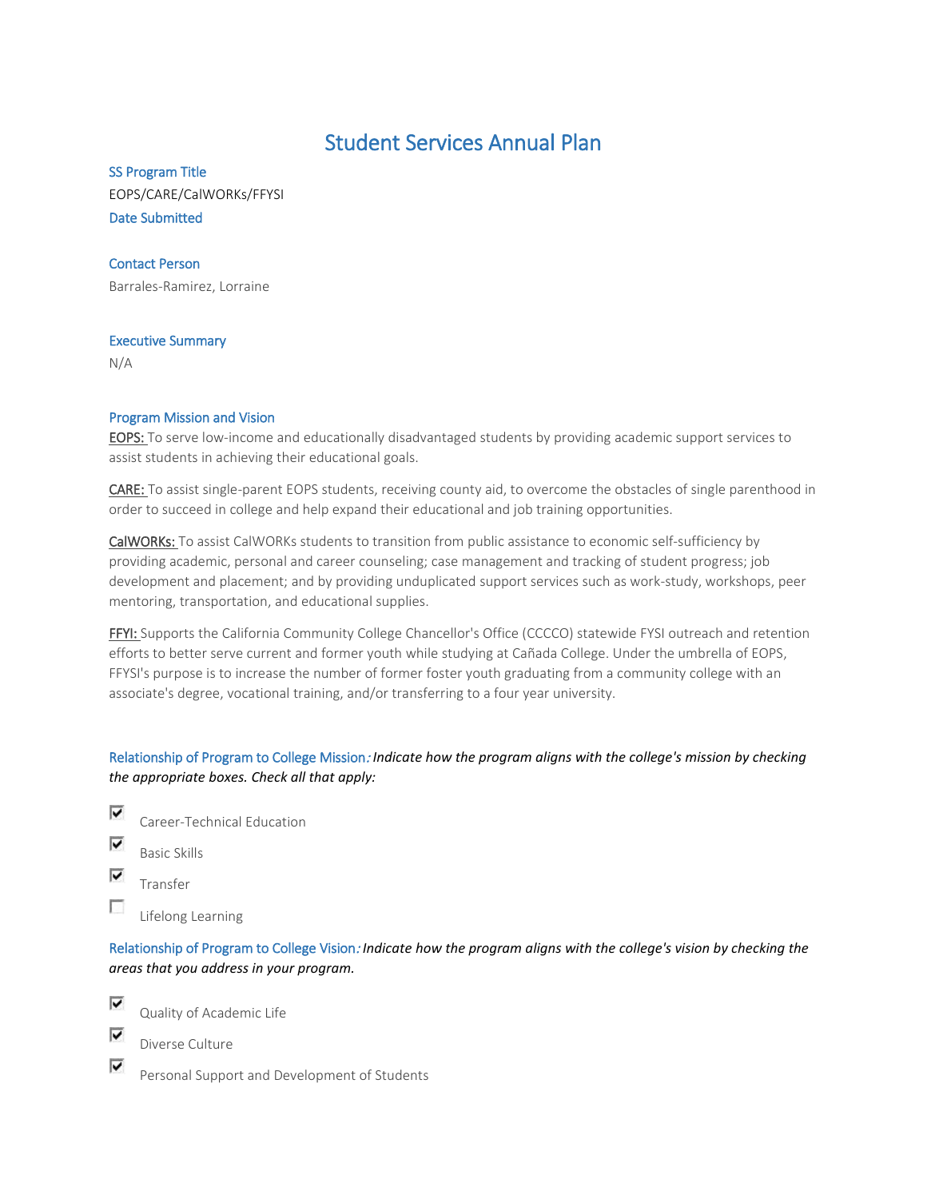# Student Services Annual Plan

## SS Program Title

EOPS/CARE/CalWORKs/FFYSI

## Date Submitted

## Contact Person

Barrales-Ramirez, Lorraine

## Executive Summary

N/A

## Program Mission and Vision

EOPS: To serve low-income and educationally disadvantaged students by providing academic support services to assist students in achieving their educational goals.

CARE: To assist single-parent EOPS students, receiving county aid, to overcome the obstacles of single parenthood in order to succeed in college and help expand their educational and job training opportunities.

CalWORKs: To assist CalWORKs students to transition from public assistance to economic self-sufficiency by providing academic, personal and career counseling; case management and tracking of student progress; job development and placement; and by providing unduplicated support services such as work-study, workshops, peer mentoring, transportation, and educational supplies.

FFYI: Supports the California Community College Chancellor's Office (CCCCO) statewide FYSI outreach and retention efforts to better serve current and former youth while studying at Cañada College. Under the umbrella of EOPS, FFYSI's purpose is to increase the number of former foster youth graduating from a community college with an associate's degree, vocational training, and/or transferring to a four year university.

## Relationship of Program to College Mission

*Indicate how the program aligns with the college's mission by checking the appropriate boxes. Check all that apply:*

- [x] Career-Technical Education
- [x] Basic Skills
- [x] Transfer
- [ ] Lifelong Learning

## Relationship of Program to College Vision

*Indicate how the program aligns with the college's vision by checking the areas that you address in your program.*

- [x] Quality of Academic Life
- [x] Diverse Culture
- [x] Personal Support and Development of Students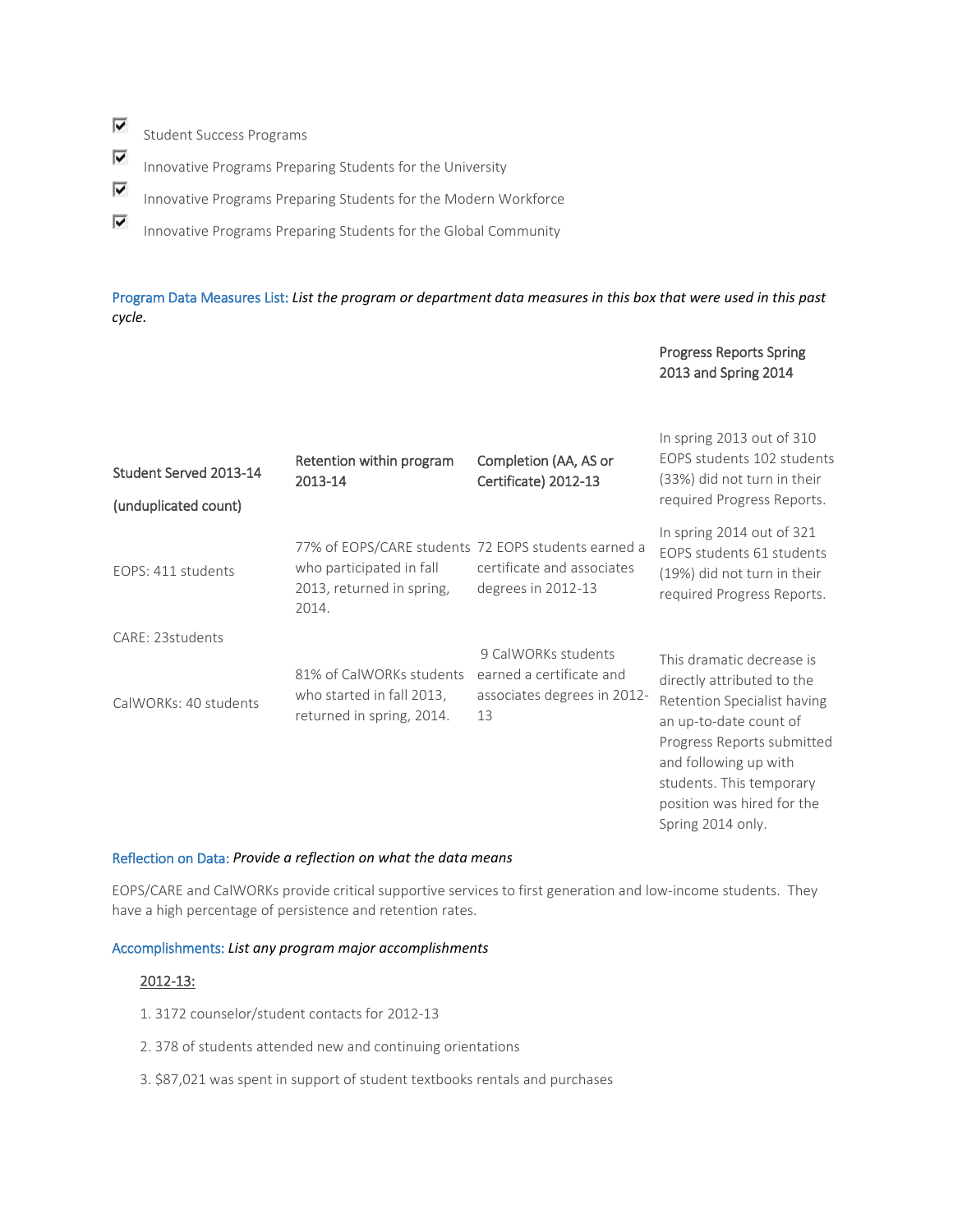- [x] Student Success Programs
- [x] Innovative Programs Preparing Students for the University
- [x] Innovative Programs Preparing Students for the Modern Workforce
- [x] Innovative Programs Preparing Students for the Global Community

Program Data Measures List: *List the program or department data measures in this box that were used in this past cycle.*

| Student Served 2013-14 (unduplicated count) | Retention within program 2013-14 | Completion (AA, AS or Certificate) 2012-13 | Progress Reports Spring 2013 and Spring 2014 |
|---|---|---|---|
| | | | In spring 2013 out of 310 EOPS students 102 students (33%) did not turn in their required Progress Reports. |
| EOPS: 411 students | 77% of EOPS/CARE students who participated in fall 2013, returned in spring, 2014. | 72 EOPS students earned a certificate and associates degrees in 2012-13 | In spring 2014 out of 321 EOPS students 61 students (19%) did not turn in their required Progress Reports. |
| CARE: 23students | | | |
| CalWORKs: 40 students | 81% of CalWORKs students who started in fall 2013, returned in spring, 2014. | 9 CalWORKs students earned a certificate and associates degrees in 2012-13 | This dramatic decrease is directly attributed to the Retention Specialist having an up-to-date count of Progress Reports submitted and following up with students. This temporary position was hired for the Spring 2014 only. |

Reflection on Data: *Provide a reflection on what the data means*

EOPS/CARE and CalWORKs provide critical supportive services to first generation and low-income students. They have a high percentage of persistence and retention rates.

Accomplishments: *List any program major accomplishments*

2012-13:

1. 3172 counselor/student contacts for 2012-13
2. 378 of students attended new and continuing orientations
3. $87,021 was spent in support of student textbooks rentals and purchases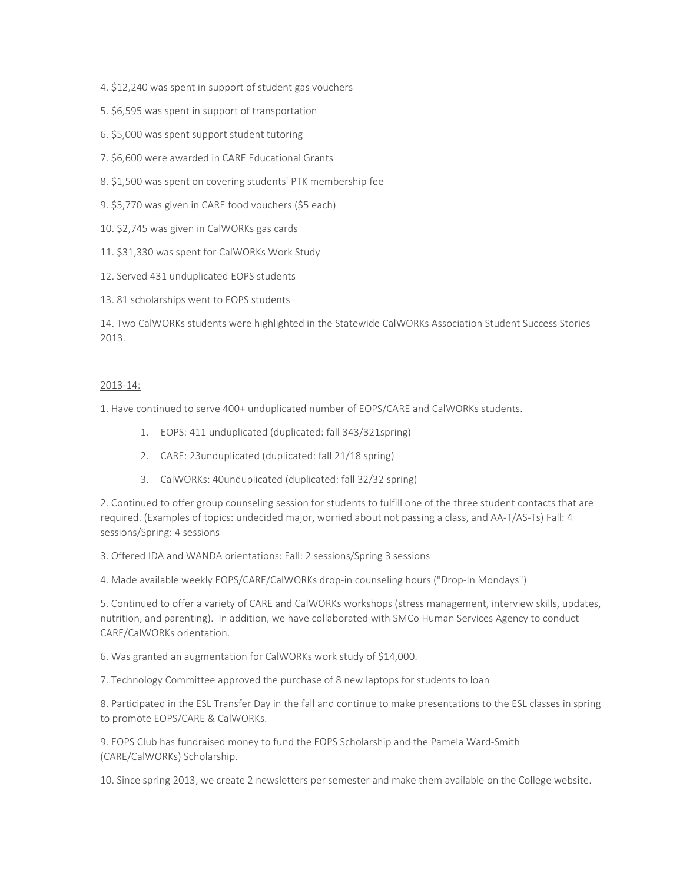4. $12,240 was spent in support of student gas vouchers

5. $6,595 was spent in support of transportation

6. $5,000 was spent support student tutoring

7. $6,600 were awarded in CARE Educational Grants

8. $1,500 was spent on covering students' PTK membership fee

9. $5,770 was given in CARE food vouchers ($5 each)

10. $2,745 was given in CalWORKs gas cards

11. $31,330 was spent for CalWORKs Work Study

12. Served 431 unduplicated EOPS students

13. 81 scholarships went to EOPS students

14. Two CalWORKs students were highlighted in the Statewide CalWORKs Association Student Success Stories 2013.

<u>2013-14:</u>

1. Have continued to serve 400+ unduplicated number of EOPS/CARE and CalWORKs students.

    1. EOPS: 411 unduplicated (duplicated: fall 343/321spring)
    2. CARE: 23unduplicated (duplicated: fall 21/18 spring)
    3. CalWORKs: 40unduplicated (duplicated: fall 32/32 spring)

2. Continued to offer group counseling session for students to fulfill one of the three student contacts that are required. (Examples of topics: undecided major, worried about not passing a class, and AA-T/AS-Ts) Fall: 4 sessions/Spring: 4 sessions

3. Offered IDA and WANDA orientations: Fall: 2 sessions/Spring 3 sessions

4. Made available weekly EOPS/CARE/CalWORKs drop-in counseling hours ("Drop-In Mondays")

5. Continued to offer a variety of CARE and CalWORKs workshops (stress management, interview skills, updates, nutrition, and parenting). In addition, we have collaborated with SMCo Human Services Agency to conduct CARE/CalWORKs orientation.

6. Was granted an augmentation for CalWORKs work study of $14,000.

7. Technology Committee approved the purchase of 8 new laptops for students to loan

8. Participated in the ESL Transfer Day in the fall and continue to make presentations to the ESL classes in spring to promote EOPS/CARE & CalWORKs.

9. EOPS Club has fundraised money to fund the EOPS Scholarship and the Pamela Ward-Smith (CARE/CalWORKs) Scholarship.

10. Since spring 2013, we create 2 newsletters per semester and make them available on the College website.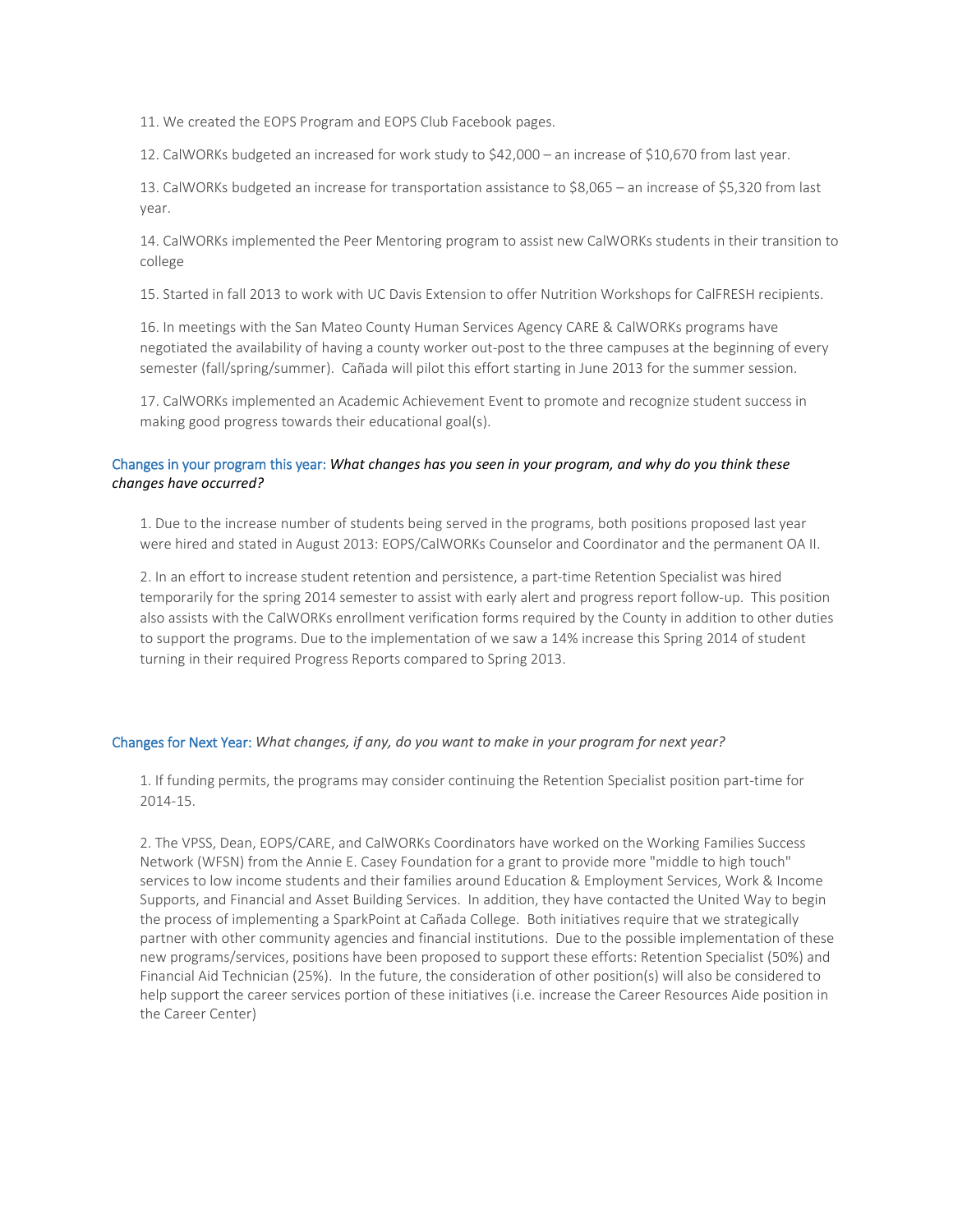11. We created the EOPS Program and EOPS Club Facebook pages.

12. CalWORKs budgeted an increased for work study to $42,000 – an increase of $10,670 from last year.

13. CalWORKs budgeted an increase for transportation assistance to $8,065 – an increase of $5,320 from last year.

14. CalWORKs implemented the Peer Mentoring program to assist new CalWORKs students in their transition to college

15. Started in fall 2013 to work with UC Davis Extension to offer Nutrition Workshops for CalFRESH recipients.

16. In meetings with the San Mateo County Human Services Agency CARE & CalWORKs programs have negotiated the availability of having a county worker out-post to the three campuses at the beginning of every semester (fall/spring/summer). Cañada will pilot this effort starting in June 2013 for the summer session.

17. CalWORKs implemented an Academic Achievement Event to promote and recognize student success in making good progress towards their educational goal(s).

Changes in your program this year: *What changes has you seen in your program, and why do you think these changes have occurred?*

1. Due to the increase number of students being served in the programs, both positions proposed last year were hired and stated in August 2013: EOPS/CalWORKs Counselor and Coordinator and the permanent OA II.

2. In an effort to increase student retention and persistence, a part-time Retention Specialist was hired temporarily for the spring 2014 semester to assist with early alert and progress report follow-up. This position also assists with the CalWORKs enrollment verification forms required by the County in addition to other duties to support the programs. Due to the implementation of we saw a 14% increase this Spring 2014 of student turning in their required Progress Reports compared to Spring 2013.

Changes for Next Year: *What changes, if any, do you want to make in your program for next year?*

1. If funding permits, the programs may consider continuing the Retention Specialist position part-time for 2014-15.

2. The VPSS, Dean, EOPS/CARE, and CalWORKs Coordinators have worked on the Working Families Success Network (WFSN) from the Annie E. Casey Foundation for a grant to provide more "middle to high touch" services to low income students and their families around Education & Employment Services, Work & Income Supports, and Financial and Asset Building Services. In addition, they have contacted the United Way to begin the process of implementing a SparkPoint at Cañada College. Both initiatives require that we strategically partner with other community agencies and financial institutions. Due to the possible implementation of these new programs/services, positions have been proposed to support these efforts: Retention Specialist (50%) and Financial Aid Technician (25%). In the future, the consideration of other position(s) will also be considered to help support the career services portion of these initiatives (i.e. increase the Career Resources Aide position in the Career Center)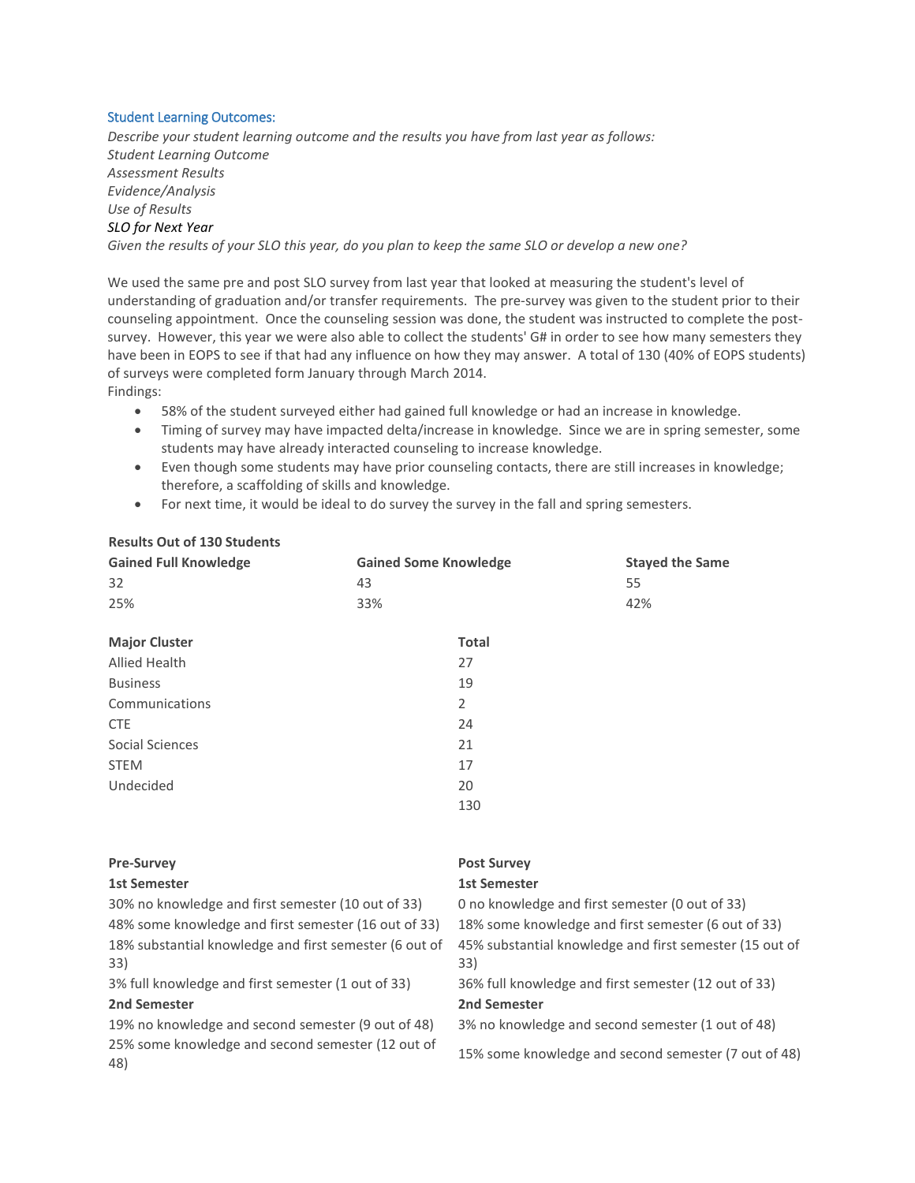### Student Learning Outcomes:

*Describe your student learning outcome and the results you have from last year as follows:*
*Student Learning Outcome*
*Assessment Results*
*Evidence/Analysis*
*Use of Results*
*SLO for Next Year*
*Given the results of your SLO this year, do you plan to keep the same SLO or develop a new one?*

We used the same pre and post SLO survey from last year that looked at measuring the student's level of understanding of graduation and/or transfer requirements. The pre-survey was given to the student prior to their counseling appointment. Once the counseling session was done, the student was instructed to complete the post-survey. However, this year we were also able to collect the students' G# in order to see how many semesters they have been in EOPS to see if that had any influence on how they may answer. A total of 130 (40% of EOPS students) of surveys were completed form January through March 2014.
Findings:

- 58% of the student surveyed either had gained full knowledge or had an increase in knowledge.
- Timing of survey may have impacted delta/increase in knowledge. Since we are in spring semester, some students may have already interacted counseling to increase knowledge.
- Even though some students may have prior counseling contacts, there are still increases in knowledge; therefore, a scaffolding of skills and knowledge.
- For next time, it would be ideal to do survey the survey in the fall and spring semesters.

**Results Out of 130 Students**

| Gained Full Knowledge | Gained Some Knowledge | Stayed the Same |
|---|---|---|
| 32 | 43 | 55 |
| 25% | 33% | 42% |

| Major Cluster | Total |
|---|---|
| Allied Health | 27 |
| Business | 19 |
| Communications | 2 |
| CTE | 24 |
| Social Sciences | 21 |
| STEM | 17 |
| Undecided | 20 |
| | 130 |

| Pre-Survey | Post Survey |
|---|---|
| **1st Semester** | **1st Semester** |
| 30% no knowledge and first semester (10 out of 33) | 0 no knowledge and first semester (0 out of 33) |
| 48% some knowledge and first semester (16 out of 33) | 18% some knowledge and first semester (6 out of 33) |
| 18% substantial knowledge and first semester (6 out of 33) | 45% substantial knowledge and first semester (15 out of 33) |
| 3% full knowledge and first semester (1 out of 33) | 36% full knowledge and first semester (12 out of 33) |
| **2nd Semester** | **2nd Semester** |
| 19% no knowledge and second semester (9 out of 48) | 3% no knowledge and second semester (1 out of 48) |
| 25% some knowledge and second semester (12 out of 48) | 15% some knowledge and second semester (7 out of 48) |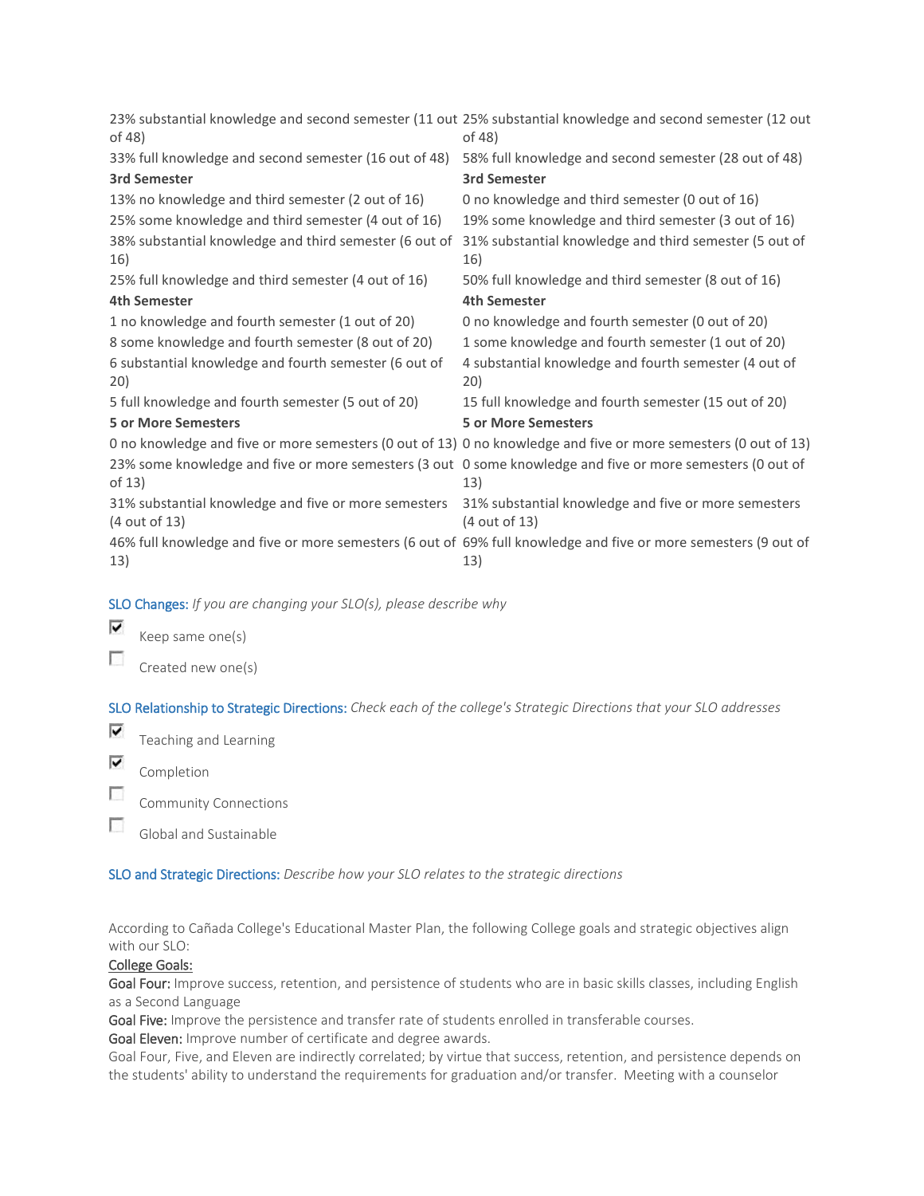| | |
|---|---|
| 23% substantial knowledge and second semester (11 out of 48) | 25% substantial knowledge and second semester (12 out of 48) |
| 33% full knowledge and second semester (16 out of 48) | 58% full knowledge and second semester (28 out of 48) |
| **3rd Semester** | **3rd Semester** |
| 13% no knowledge and third semester (2 out of 16) | 0 no knowledge and third semester (0 out of 16) |
| 25% some knowledge and third semester (4 out of 16) | 19% some knowledge and third semester (3 out of 16) |
| 38% substantial knowledge and third semester (6 out of 16) | 31% substantial knowledge and third semester (5 out of 16) |
| 25% full knowledge and third semester (4 out of 16) | 50% full knowledge and third semester (8 out of 16) |
| **4th Semester** | **4th Semester** |
| 1 no knowledge and fourth semester (1 out of 20) | 0 no knowledge and fourth semester (0 out of 20) |
| 8 some knowledge and fourth semester (8 out of 20) | 1 some knowledge and fourth semester (1 out of 20) |
| 6 substantial knowledge and fourth semester (6 out of 20) | 4 substantial knowledge and fourth semester (4 out of 20) |
| 5 full knowledge and fourth semester (5 out of 20) | 15 full knowledge and fourth semester (15 out of 20) |
| **5 or More Semesters** | **5 or More Semesters** |
| 0 no knowledge and five or more semesters (0 out of 13) | 0 no knowledge and five or more semesters (0 out of 13) |
| 23% some knowledge and five or more semesters (3 out of 13) | 0 some knowledge and five or more semesters (0 out of 13) |
| 31% substantial knowledge and five or more semesters (4 out of 13) | 31% substantial knowledge and five or more semesters (4 out of 13) |
| 46% full knowledge and five or more semesters (6 out of 13) | 69% full knowledge and five or more semesters (9 out of 13) |

SLO Changes: *If you are changing your SLO(s), please describe why*

- [x] Keep same one(s)
- [ ] Created new one(s)

SLO Relationship to Strategic Directions: *Check each of the college's Strategic Directions that your SLO addresses*

- [x] Teaching and Learning
- [x] Completion
- [ ] Community Connections
- [ ] Global and Sustainable

SLO and Strategic Directions: *Describe how your SLO relates to the strategic directions*

According to Cañada College's Educational Master Plan, the following College goals and strategic objectives align with our SLO:

College Goals:

**Goal Four:** Improve success, retention, and persistence of students who are in basic skills classes, including English as a Second Language

**Goal Five:** Improve the persistence and transfer rate of students enrolled in transferable courses.

**Goal Eleven:** Improve number of certificate and degree awards.

Goal Four, Five, and Eleven are indirectly correlated; by virtue that success, retention, and persistence depends on the students' ability to understand the requirements for graduation and/or transfer. Meeting with a counselor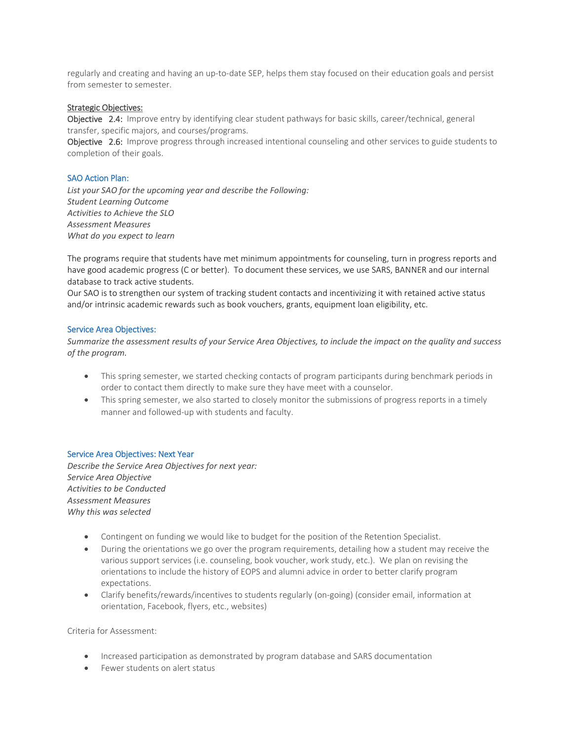regularly and creating and having an up-to-date SEP, helps them stay focused on their education goals and persist from semester to semester.

Strategic Objectives:

**Objective 2.4:** Improve entry by identifying clear student pathways for basic skills, career/technical, general transfer, specific majors, and courses/programs.

**Objective 2.6:** Improve progress through increased intentional counseling and other services to guide students to completion of their goals.

### SAO Action Plan:

*List your SAO for the upcoming year and describe the Following:*
*Student Learning Outcome*
*Activities to Achieve the SLO*
*Assessment Measures*
*What do you expect to learn*

The programs require that students have met minimum appointments for counseling, turn in progress reports and have good academic progress (C or better). To document these services, we use SARS, BANNER and our internal database to track active students.

Our SAO is to strengthen our system of tracking student contacts and incentivizing it with retained active status and/or intrinsic academic rewards such as book vouchers, grants, equipment loan eligibility, etc.

### Service Area Objectives:

*Summarize the assessment results of your Service Area Objectives, to include the impact on the quality and success of the program.*

- This spring semester, we started checking contacts of program participants during benchmark periods in order to contact them directly to make sure they have meet with a counselor.
- This spring semester, we also started to closely monitor the submissions of progress reports in a timely manner and followed-up with students and faculty.

### Service Area Objectives: Next Year

*Describe the Service Area Objectives for next year:*
*Service Area Objective*
*Activities to be Conducted*
*Assessment Measures*
*Why this was selected*

- Contingent on funding we would like to budget for the position of the Retention Specialist.
- During the orientations we go over the program requirements, detailing how a student may receive the various support services (i.e. counseling, book voucher, work study, etc.). We plan on revising the orientations to include the history of EOPS and alumni advice in order to better clarify program expectations.
- Clarify benefits/rewards/incentives to students regularly (on-going) (consider email, information at orientation, Facebook, flyers, etc., websites)

Criteria for Assessment:

- Increased participation as demonstrated by program database and SARS documentation
- Fewer students on alert status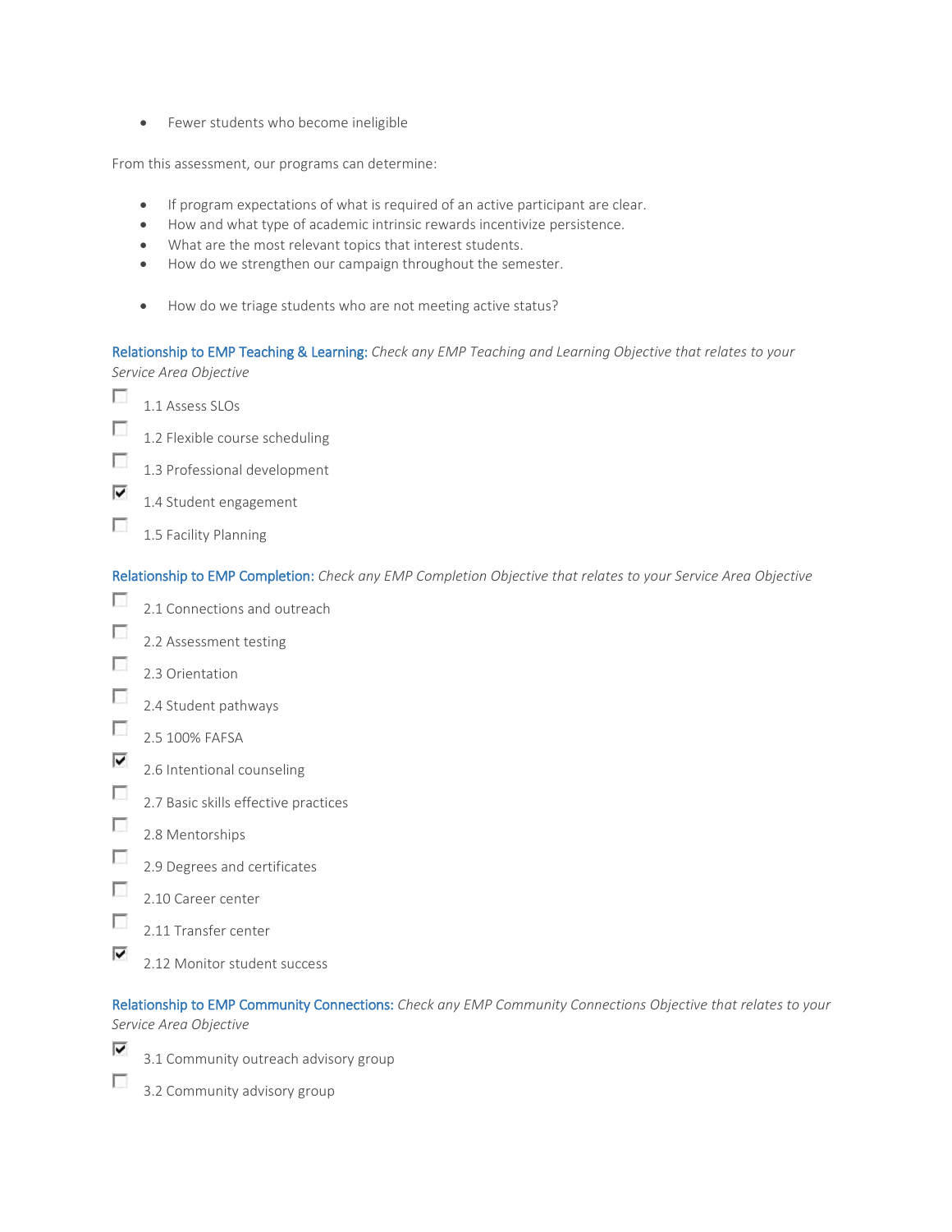- Fewer students who become ineligible

From this assessment, our programs can determine:

- If program expectations of what is required of an active participant are clear.
- How and what type of academic intrinsic rewards incentivize persistence.
- What are the most relevant topics that interest students.
- How do we strengthen our campaign throughout the semester.

- How do we triage students who are not meeting active status?

Relationship to EMP Teaching & Learning: *Check any EMP Teaching and Learning Objective that relates to your Service Area Objective*

- [ ] 1.1 Assess SLOs
- [ ] 1.2 Flexible course scheduling
- [ ] 1.3 Professional development
- [x] 1.4 Student engagement
- [ ] 1.5 Facility Planning

Relationship to EMP Completion: *Check any EMP Completion Objective that relates to your Service Area Objective*

- [ ] 2.1 Connections and outreach
- [ ] 2.2 Assessment testing
- [ ] 2.3 Orientation
- [ ] 2.4 Student pathways
- [ ] 2.5 100% FAFSA
- [x] 2.6 Intentional counseling
- [ ] 2.7 Basic skills effective practices
- [ ] 2.8 Mentorships
- [ ] 2.9 Degrees and certificates
- [ ] 2.10 Career center
- [ ] 2.11 Transfer center
- [x] 2.12 Monitor student success

Relationship to EMP Community Connections: *Check any EMP Community Connections Objective that relates to your Service Area Objective*

- [x] 3.1 Community outreach advisory group
- [ ] 3.2 Community advisory group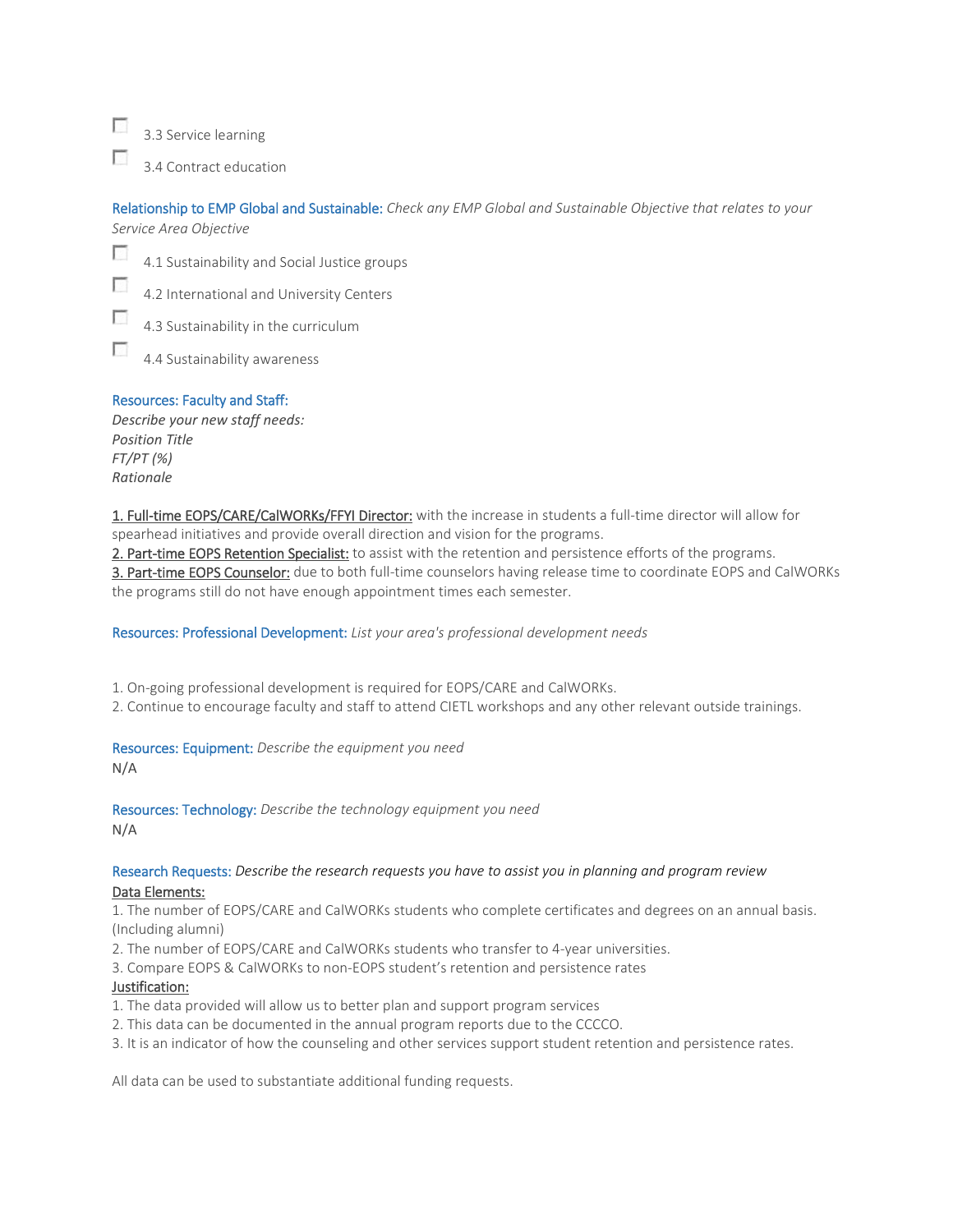- [ ] 3.3 Service learning
- [ ] 3.4 Contract education

Relationship to EMP Global and Sustainable: *Check any EMP Global and Sustainable Objective that relates to your Service Area Objective*

- [ ] 4.1 Sustainability and Social Justice groups
- [ ] 4.2 International and University Centers
- [ ] 4.3 Sustainability in the curriculum
- [ ] 4.4 Sustainability awareness

Resources: Faculty and Staff:
*Describe your new staff needs:*
*Position Title*
*FT/PT (%)*
*Rationale*

<u>1. Full-time EOPS/CARE/CalWORKs/FFYI Director:</u> with the increase in students a full-time director will allow for spearhead initiatives and provide overall direction and vision for the programs.
<u>2. Part-time EOPS Retention Specialist:</u> to assist with the retention and persistence efforts of the programs.
<u>3. Part-time EOPS Counselor:</u> due to both full-time counselors having release time to coordinate EOPS and CalWORKs the programs still do not have enough appointment times each semester.

Resources: Professional Development: *List your area's professional development needs*

1. On-going professional development is required for EOPS/CARE and CalWORKs.
2. Continue to encourage faculty and staff to attend CIETL workshops and any other relevant outside trainings.

Resources: Equipment: *Describe the equipment you need*
N/A

Resources: Technology: *Describe the technology equipment you need*
N/A

Research Requests: *Describe the research requests you have to assist you in planning and program review*
<u>Data Elements:</u>
1. The number of EOPS/CARE and CalWORKs students who complete certificates and degrees on an annual basis. (Including alumni)
2. The number of EOPS/CARE and CalWORKs students who transfer to 4-year universities.
3. Compare EOPS & CalWORKs to non-EOPS student's retention and persistence rates

<u>Justification:</u>
1. The data provided will allow us to better plan and support program services
2. This data can be documented in the annual program reports due to the CCCCO.
3. It is an indicator of how the counseling and other services support student retention and persistence rates.

All data can be used to substantiate additional funding requests.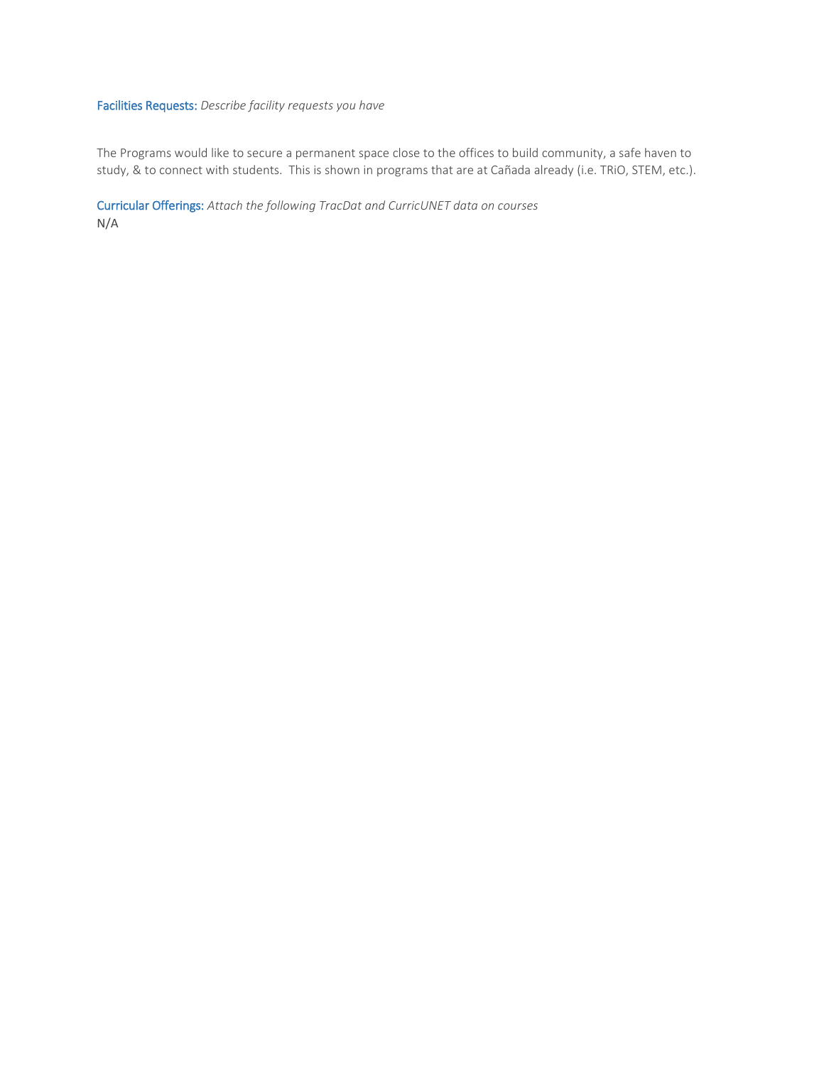**Facilities Requests:** *Describe facility requests you have*

The Programs would like to secure a permanent space close to the offices to build community, a safe haven to study, & to connect with students. This is shown in programs that are at Cañada already (i.e. TRiO, STEM, etc.).

**Curricular Offerings:** *Attach the following TracDat and CurricUNET data on courses*

N/A